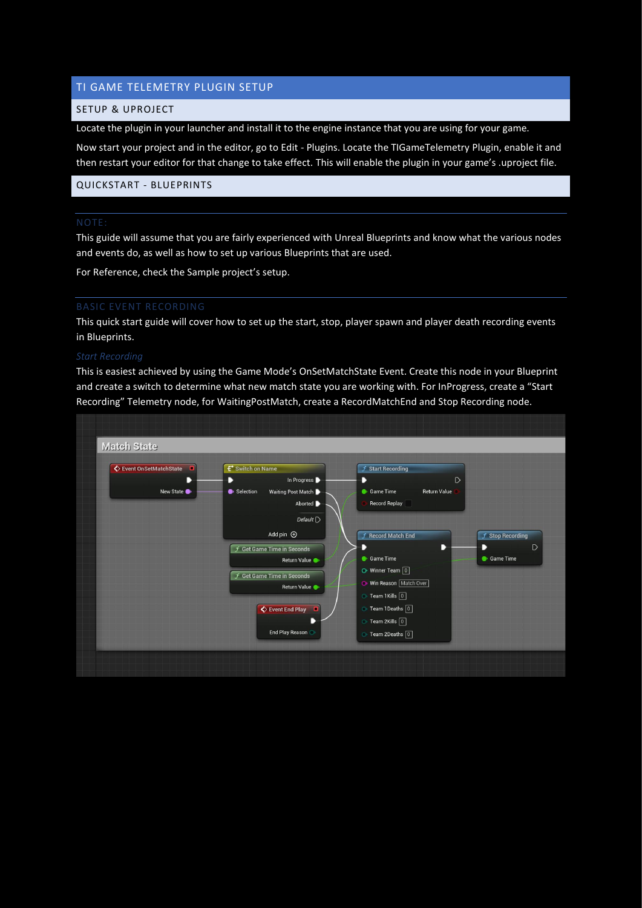# TI GAME TELEMETRY PLUGIN SETUP

## SETUP & UPROJECT

Locate the plugin in your launcher and install it to the engine instance that you are using for your game.

Now start your project and in the editor, go to Edit - Plugins. Locate the TIGameTelemetry Plugin, enable it and then restart your editor for that change to take effect. This will enable the plugin in your game's .uproject file.

## QUICKSTART - BLUEPRINTS

### NOTE:

This guide will assume that you are fairly experienced with Unreal Blueprints and know what the various nodes and events do, as well as how to set up various Blueprints that are used.

For Reference, check the Sample project's setup.

### BASIC EVENT RECORDING

This quick start guide will cover how to set up the start, stop, player spawn and player death recording events in Blueprints.

*Start Recording*

This is easiest achieved by using the Game Mode's OnSetMatchState Event. Create this node in your Blueprint and create a switch to determine what new match state you are working with. For InProgress, create a "Start Recording" Telemetry node, for WaitingPostMatch, create a RecordMatchEnd and Stop Recording node.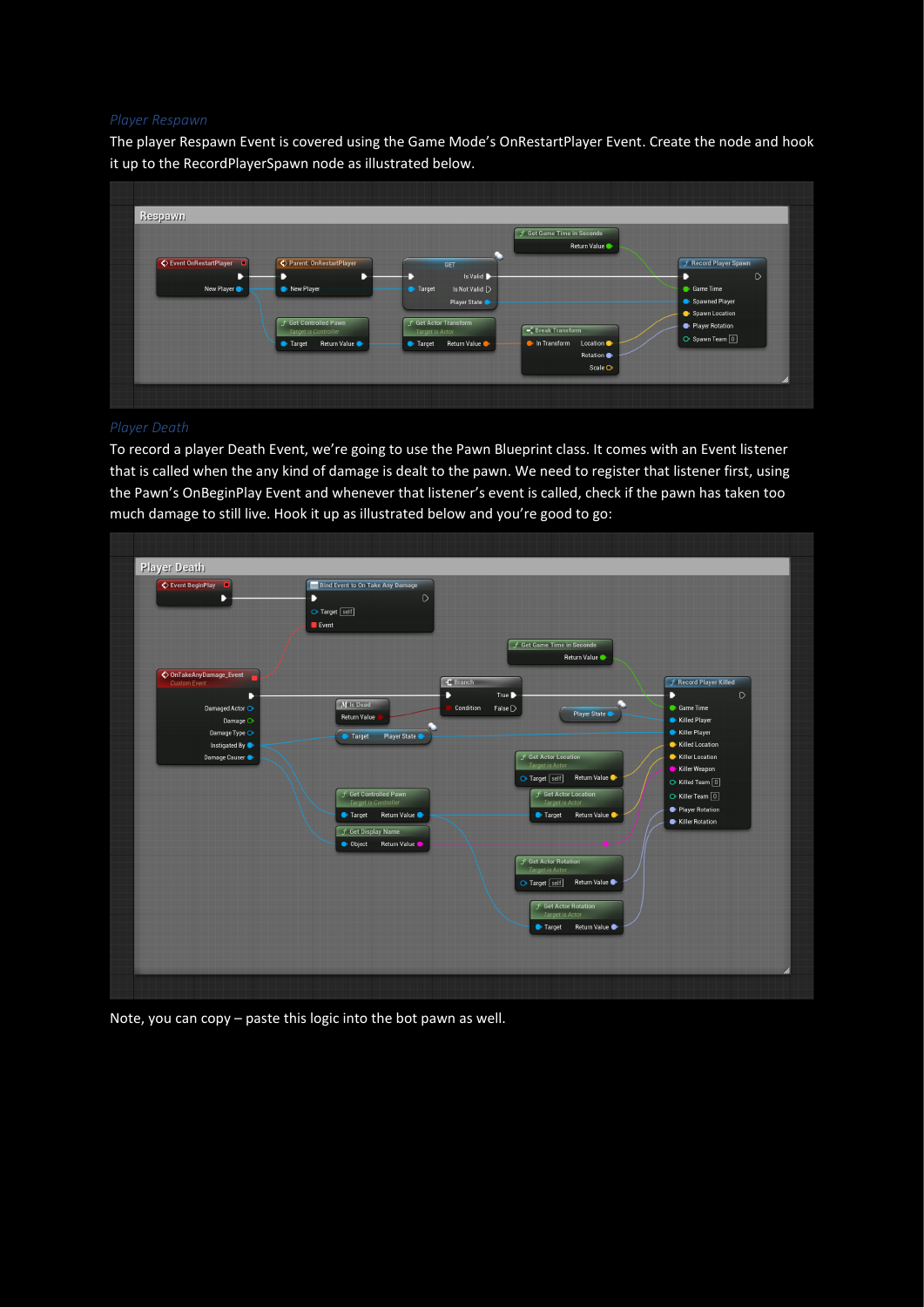## Player Respawn

The player Respawn Event is covered using the Game Mode's OnRestartPlayer Event. Create the node and hook it up to the RecordPlayerSpawn node as illustrated below.

## Player Death

To record a player Death Event, we're going to use the Pawn Blueprint class. It comes with an Event listener that is called when the any kind of damage is dealt to the pawn. We need to register that listener first, using the Pawn's OnBeginPlay Event and whenever that listener's event is called, check if the pawn has taken too much damage to still live. Hook it up as illustrated below and you're good to go:

Note, you can copy – paste this logic into the bot pawn as well.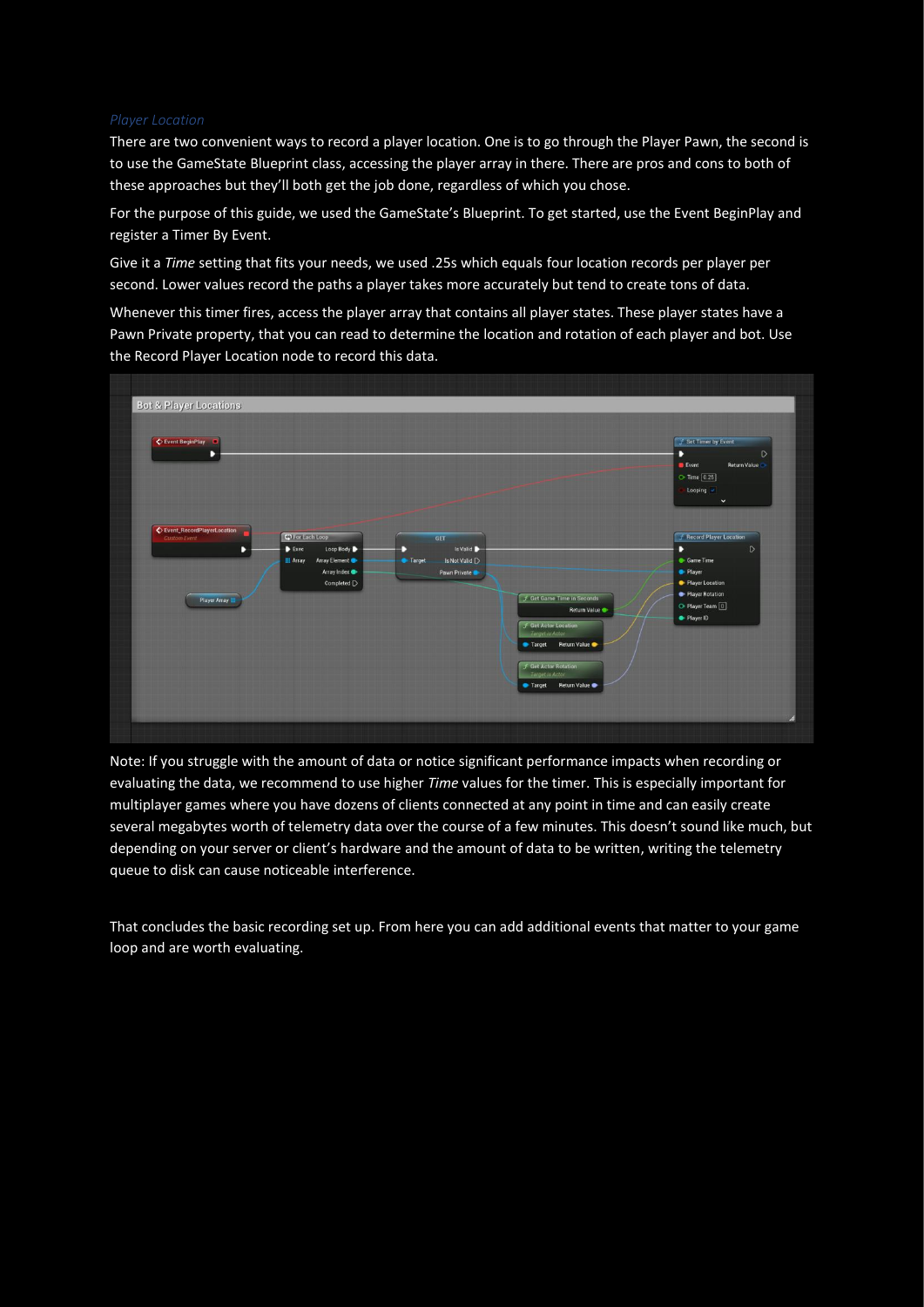### *Player Location*

There are two convenient ways to record a player location. One is to go through the Player Pawn, the second is to use the GameState Blueprint class, accessing the player array in there. There are pros and cons to both of these approaches but they'll both get the job done, regardless of which you chose.

For the purpose of this guide, we used the GameState's Blueprint. To get started, use the Event BeginPlay and register a Timer By Event.

Give it a *Time* setting that fits your needs, we used .25s which equals four location records per player per second. Lower values record the paths a player takes more accurately but tend to create tons of data.

Whenever this timer fires, access the player array that contains all player states. These player states have a Pawn Private property, that you can read to determine the location and rotation of each player and bot. Use the Record Player Location node to record this data.

Note: If you struggle with the amount of data or notice significant performance impacts when recording or evaluating the data, we recommend to use higher *Time* values for the timer. This is especially important for multiplayer games where you have dozens of clients connected at any point in time and can easily create several megabytes worth of telemetry data over the course of a few minutes. This doesn't sound like much, but depending on your server or client's hardware and the amount of data to be written, writing the telemetry queue to disk can cause noticeable interference.

That concludes the basic recording set up. From here you can add additional events that matter to your game loop and are worth evaluating.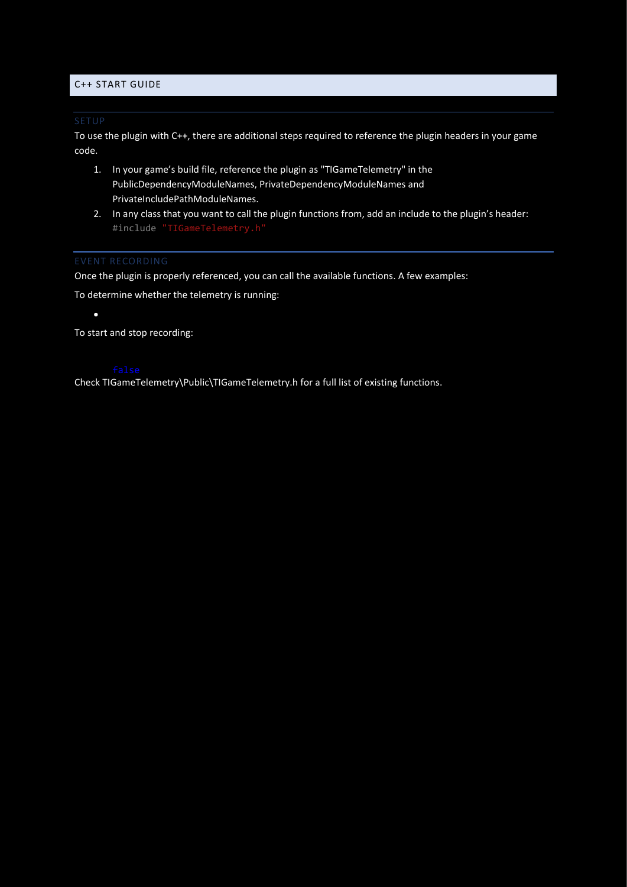## C++ START GUIDE

### SETUP

To use the plugin with C++, there are additional steps required to reference the plugin headers in your game code.

1. In your game's build file, reference the plugin as "TIGameTelemetry" in the PublicDependencyModuleNames, PrivateDependencyModuleNames and PrivateIncludePathModuleNames.
2. In any class that you want to call the plugin functions from, add an include to the plugin's header:
   ```
   #include "TIGameTelemetry.h"
   ```

### EVENT RECORDING

Once the plugin is properly referenced, you can call the available functions. A few examples:

To determine whether the telemetry is running:

- 

To start and stop recording:

```
false
```

Check TIGameTelemetry\Public\TIGameTelemetry.h for a full list of existing functions.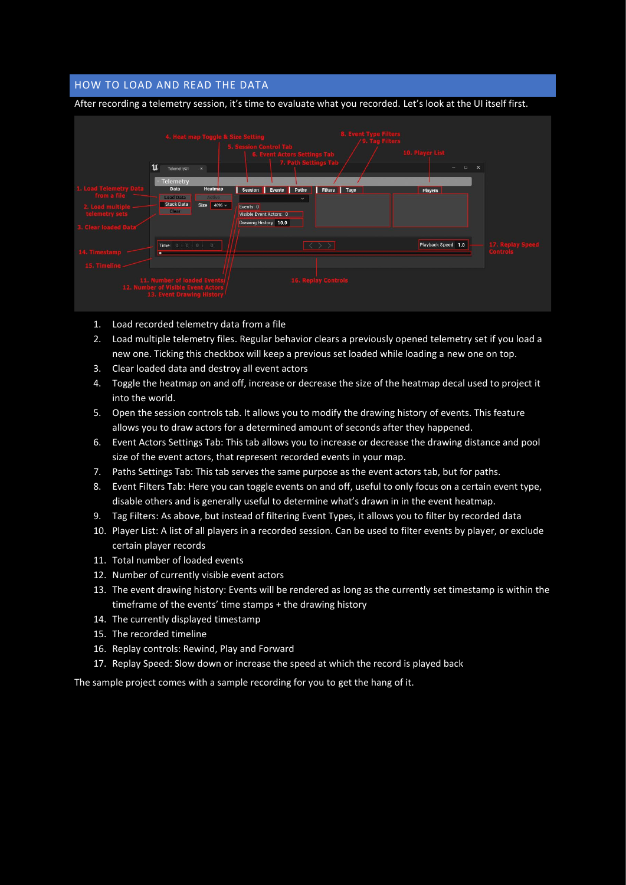## HOW TO LOAD AND READ THE DATA

After recording a telemetry session, it's time to evaluate what you recorded. Let's look at the UI itself first.

1. Load recorded telemetry data from a file
2. Load multiple telemetry files. Regular behavior clears a previously opened telemetry set if you load a new one. Ticking this checkbox will keep a previous set loaded while loading a new one on top.
3. Clear loaded data and destroy all event actors
4. Toggle the heatmap on and off, increase or decrease the size of the heatmap decal used to project it into the world.
5. Open the session controls tab. It allows you to modify the drawing history of events. This feature allows you to draw actors for a determined amount of seconds after they happened.
6. Event Actors Settings Tab: This tab allows you to increase or decrease the drawing distance and pool size of the event actors, that represent recorded events in your map.
7. Paths Settings Tab: This tab serves the same purpose as the event actors tab, but for paths.
8. Event Filters Tab: Here you can toggle events on and off, useful to only focus on a certain event type, disable others and is generally useful to determine what's drawn in in the event heatmap.
9. Tag Filters: As above, but instead of filtering Event Types, it allows you to filter by recorded data
10. Player List: A list of all players in a recorded session. Can be used to filter events by player, or exclude certain player records
11. Total number of loaded events
12. Number of currently visible event actors
13. The event drawing history: Events will be rendered as long as the currently set timestamp is within the timeframe of the events' time stamps + the drawing history
14. The currently displayed timestamp
15. The recorded timeline
16. Replay controls: Rewind, Play and Forward
17. Replay Speed: Slow down or increase the speed at which the record is played back

The sample project comes with a sample recording for you to get the hang of it.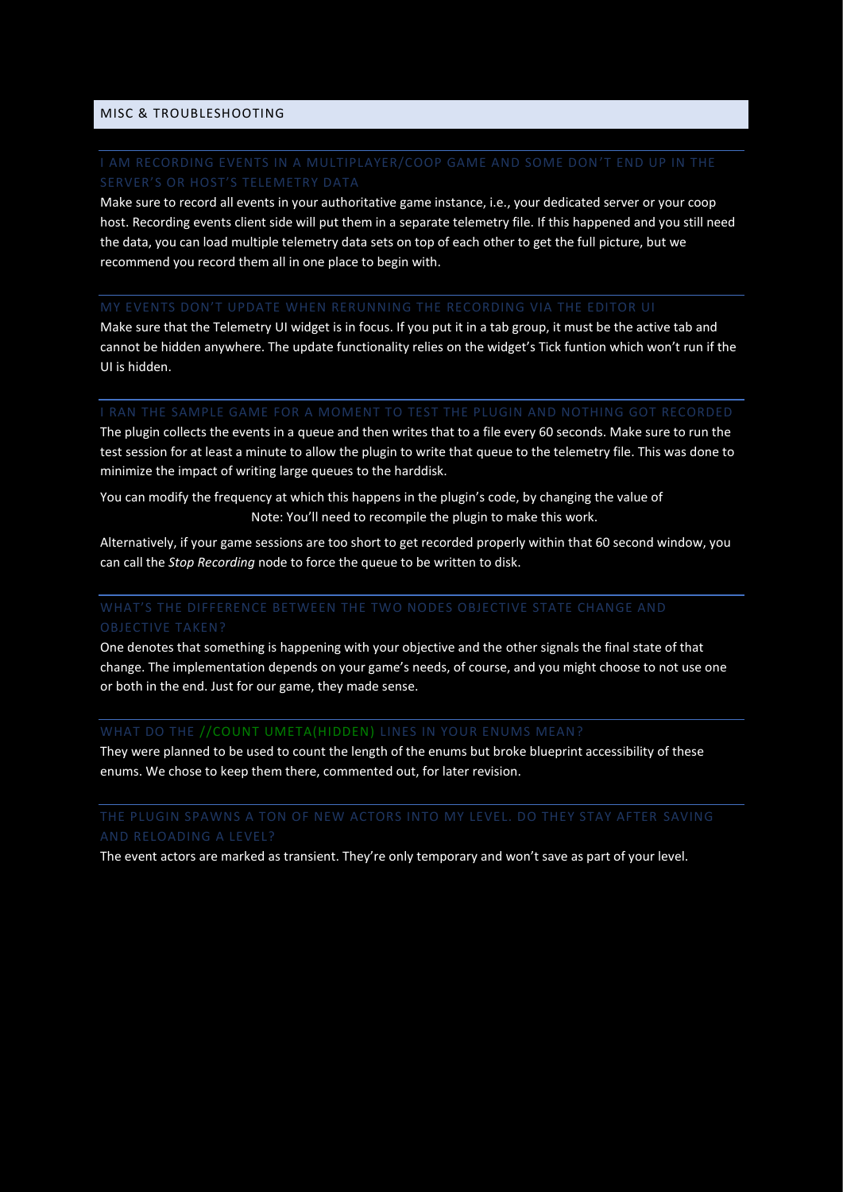# MISC & TROUBLESHOOTING

## I AM RECORDING EVENTS IN A MULTIPLAYER/COOP GAME AND SOME DON'T END UP IN THE SERVER'S OR HOST'S TELEMETRY DATA

Make sure to record all events in your authoritative game instance, i.e., your dedicated server or your coop host. Recording events client side will put them in a separate telemetry file. If this happened and you still need the data, you can load multiple telemetry data sets on top of each other to get the full picture, but we recommend you record them all in one place to begin with.

## MY EVENTS DON'T UPDATE WHEN RERUNNING THE RECORDING VIA THE EDITOR UI

Make sure that the Telemetry UI widget is in focus. If you put it in a tab group, it must be the active tab and cannot be hidden anywhere. The update functionality relies on the widget's Tick funtion which won't run if the UI is hidden.

## I RAN THE SAMPLE GAME FOR A MOMENT TO TEST THE PLUGIN AND NOTHING GOT RECORDED

The plugin collects the events in a queue and then writes that to a file every 60 seconds. Make sure to run the test session for at least a minute to allow the plugin to write that queue to the telemetry file. This was done to minimize the impact of writing large queues to the harddisk.

You can modify the frequency at which this happens in the plugin's code, by changing the value of Note: You'll need to recompile the plugin to make this work.

Alternatively, if your game sessions are too short to get recorded properly within that 60 second window, you can call the *Stop Recording* node to force the queue to be written to disk.

## WHAT'S THE DIFFERENCE BETWEEN THE TWO NODES OBJECTIVE STATE CHANGE AND OBJECTIVE TAKEN?

One denotes that something is happening with your objective and the other signals the final state of that change. The implementation depends on your game's needs, of course, and you might choose to not use one or both in the end. Just for our game, they made sense.

## WHAT DO THE //COUNT UMETA(HIDDEN) LINES IN YOUR ENUMS MEAN?

They were planned to be used to count the length of the enums but broke blueprint accessibility of these enums. We chose to keep them there, commented out, for later revision.

## THE PLUGIN SPAWNS A TON OF NEW ACTORS INTO MY LEVEL. DO THEY STAY AFTER SAVING AND RELOADING A LEVEL?

The event actors are marked as transient. They're only temporary and won't save as part of your level.